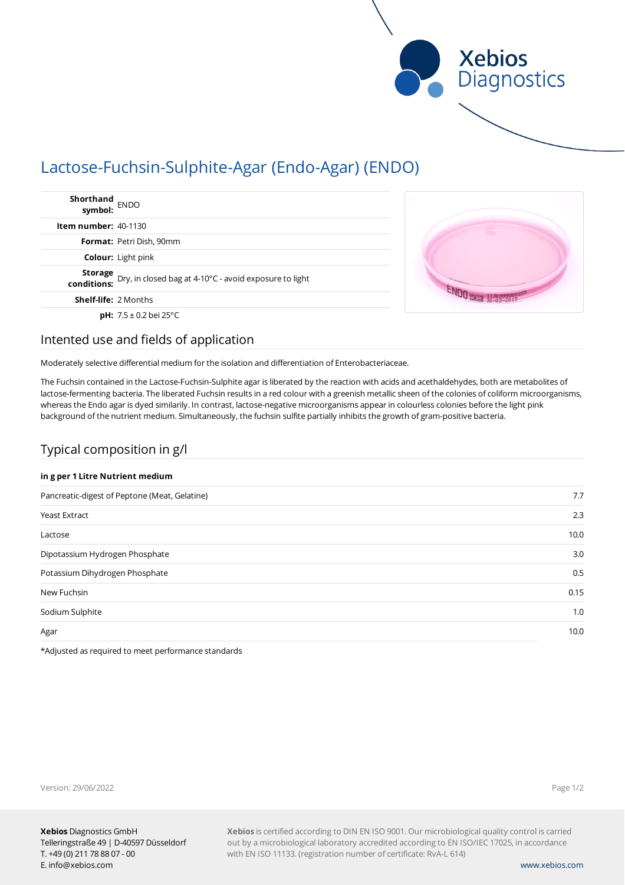# Lactose-Fuchsin-Sulphite-Agar (Endo-Agar) (ENDO)

| | |
|---|---|
| **Shorthand symbol:** | ENDO |
| **Item number:** | 40-1130 |
| **Format:** | Petri Dish, 90mm |
| **Colour:** | Light pink |
| **Storage conditions:** | Dry, in closed bag at 4-10°C - avoid exposure to light |
| **Shelf-life:** | 2 Months |
| **pH:** | 7.5 ± 0.2 bei 25°C |

## Intented use and fields of application

Moderately selective differential medium for the isolation and differentiation of Enterobacteriaceae.

The Fuchsin contained in the Lactose-Fuchsin-Sulphite agar is liberated by the reaction with acids and acethaldehydes, both are metabolites of lactose-fermenting bacteria. The liberated Fuchsin results in a red colour with a greenish metallic sheen of the colonies of coliform microorganisms, whereas the Endo agar is dyed similarily. In contrast, lactose-negative microorganisms appear in colourless colonies before the light pink background of the nutrient medium. Simultaneously, the fuchsin sulfite partially inhibits the growth of gram-positive bacteria.

## Typical composition in g/l

| in g per 1 Litre Nutrient medium | |
|---|---|
| Pancreatic-digest of Peptone (Meat, Gelatine) | 7.7 |
| Yeast Extract | 2.3 |
| Lactose | 10.0 |
| Dipotassium Hydrogen Phosphate | 3.0 |
| Potassium Dihydrogen Phosphate | 0.5 |
| New Fuchsin | 0.15 |
| Sodium Sulphite | 1.0 |
| Agar | 10.0 |

*Adjusted as required to meet performance standards

Version: 29/06/2022

**Xebios** Diagnostics GmbH
Telleringstraße 49 | D-40597 Düsseldorf
T. +49 (0) 211 78 88 07 - 00
E. info@xebios.com

**Xebios** is certified according to DIN EN ISO 9001. Our microbiological quality control is carried out by a microbiological laboratory accredited according to EN ISO/IEC 17025, in accordance with EN ISO 11133. (registration number of certificate: RvA-L 614)

www.xebios.com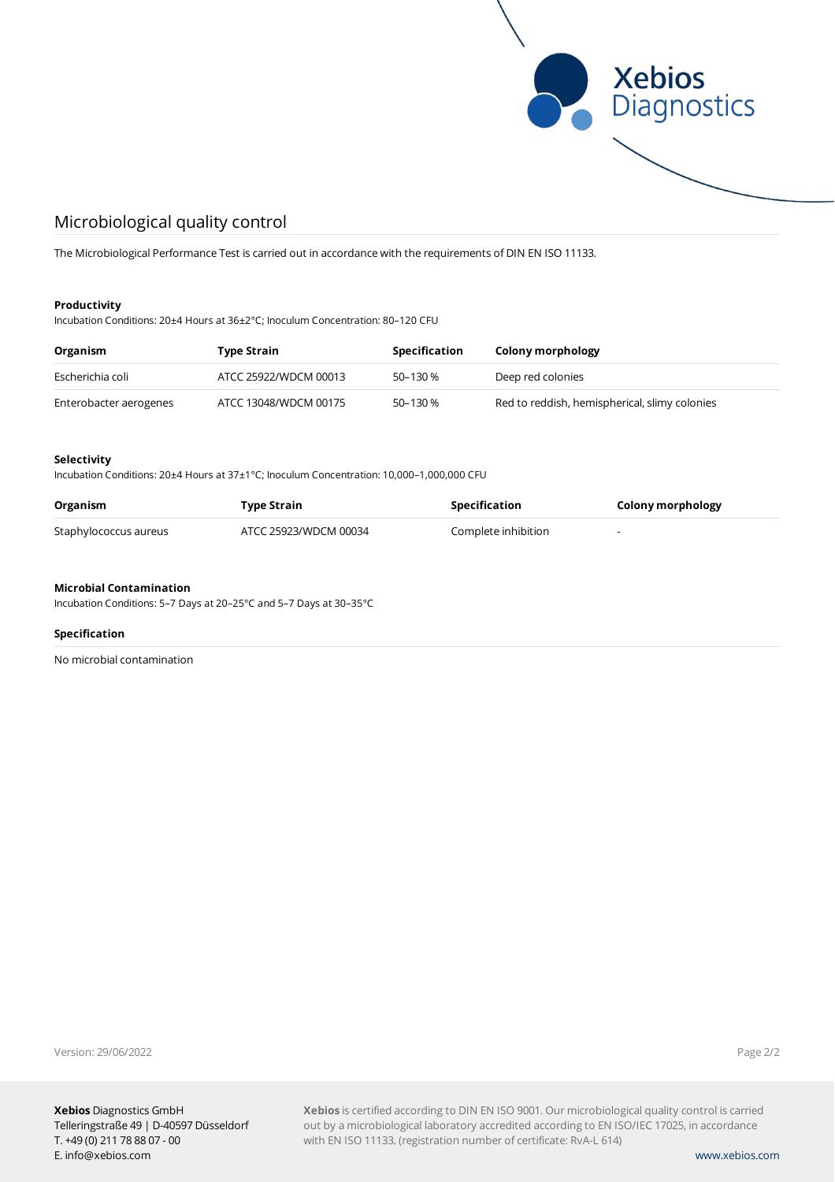## Microbiological quality control

The Microbiological Performance Test is carried out in accordance with the requirements of DIN EN ISO 11133.

**Productivity**

Incubation Conditions: 20±4 Hours at 36±2°C; Inoculum Concentration: 80–120 CFU

| Organism | Type Strain | Specification | Colony morphology |
| --- | --- | --- | --- |
| Escherichia coli | ATCC 25922/WDCM 00013 | 50–130 % | Deep red colonies |
| Enterobacter aerogenes | ATCC 13048/WDCM 00175 | 50–130 % | Red to reddish, hemispherical, slimy colonies |

**Selectivity**

Incubation Conditions: 20±4 Hours at 37±1°C; Inoculum Concentration: 10,000–1,000,000 CFU

| Organism | Type Strain | Specification | Colony morphology |
| --- | --- | --- | --- |
| Staphylococcus aureus | ATCC 25923/WDCM 00034 | Complete inhibition | - |

**Microbial Contamination**

Incubation Conditions: 5–7 Days at 20–25°C and 5–7 Days at 30–35°C

**Specification**

No microbial contamination

Version: 29/06/2022

**Xebios** Diagnostics GmbH
Telleringstraße 49 | D-40597 Düsseldorf
T. +49 (0) 211 78 88 07 - 00
E. info@xebios.com

**Xebios** is certified according to DIN EN ISO 9001. Our microbiological quality control is carried out by a microbiological laboratory accredited according to EN ISO/IEC 17025, in accordance with EN ISO 11133. (registration number of certificate: RvA-L 614)

www.xebios.com